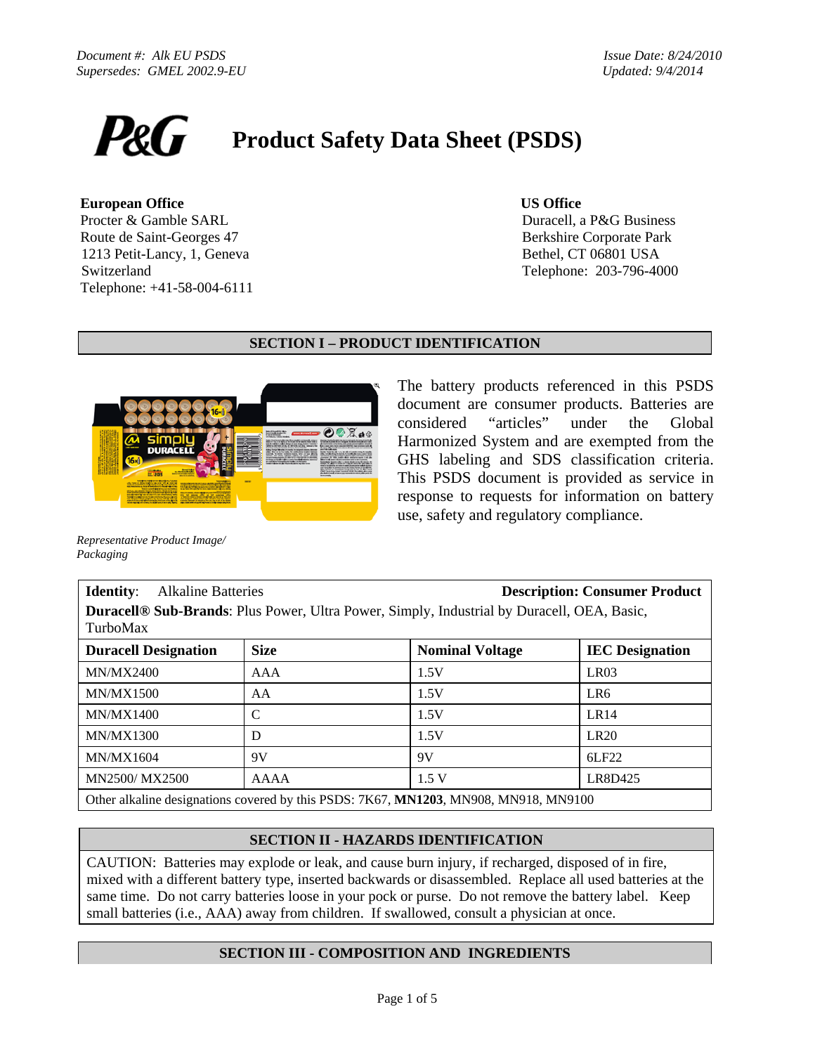*Document #: Alk EU PSDS*
*Supersedes: GMEL 2002.9-EU*

*Issue Date: 8/24/2010*
*Updated: 9/4/2014*

P&G

# Product Safety Data Sheet (PSDS)

**European Office**
Procter & Gamble SARL
Route de Saint-Georges 47
1213 Petit-Lancy, 1, Geneva
Switzerland
Telephone: +41-58-004-6111

**US Office**
Duracell, a P&G Business
Berkshire Corporate Park
Bethel, CT 06801 USA
Telephone: 203-796-4000

## SECTION I – PRODUCT IDENTIFICATION

*Representative Product Image/ Packaging*

The battery products referenced in this PSDS document are consumer products. Batteries are considered "articles" under the Global Harmonized System and are exempted from the GHS labeling and SDS classification criteria. This PSDS document is provided as service in response to requests for information on battery use, safety and regulatory compliance.

**Identity**: Alkaline Batteries — **Description: Consumer Product**

**Duracell® Sub-Brands**: Plus Power, Ultra Power, Simply, Industrial by Duracell, OEA, Basic, TurboMax

| Duracell Designation | Size | Nominal Voltage | IEC Designation |
|---|---|---|---|
| MN/MX2400 | AAA | 1.5V | LR03 |
| MN/MX1500 | AA | 1.5V | LR6 |
| MN/MX1400 | C | 1.5V | LR14 |
| MN/MX1300 | D | 1.5V | LR20 |
| MN/MX1604 | 9V | 9V | 6LF22 |
| MN2500/ MX2500 | AAAA | 1.5 V | LR8D425 |

Other alkaline designations covered by this PSDS: 7K67, **MN1203**, MN908, MN918, MN9100

## SECTION II - HAZARDS IDENTIFICATION

CAUTION: Batteries may explode or leak, and cause burn injury, if recharged, disposed of in fire, mixed with a different battery type, inserted backwards or disassembled. Replace all used batteries at the same time. Do not carry batteries loose in your pock or purse. Do not remove the battery label. Keep small batteries (i.e., AAA) away from children. If swallowed, consult a physician at once.

## SECTION III - COMPOSITION AND INGREDIENTS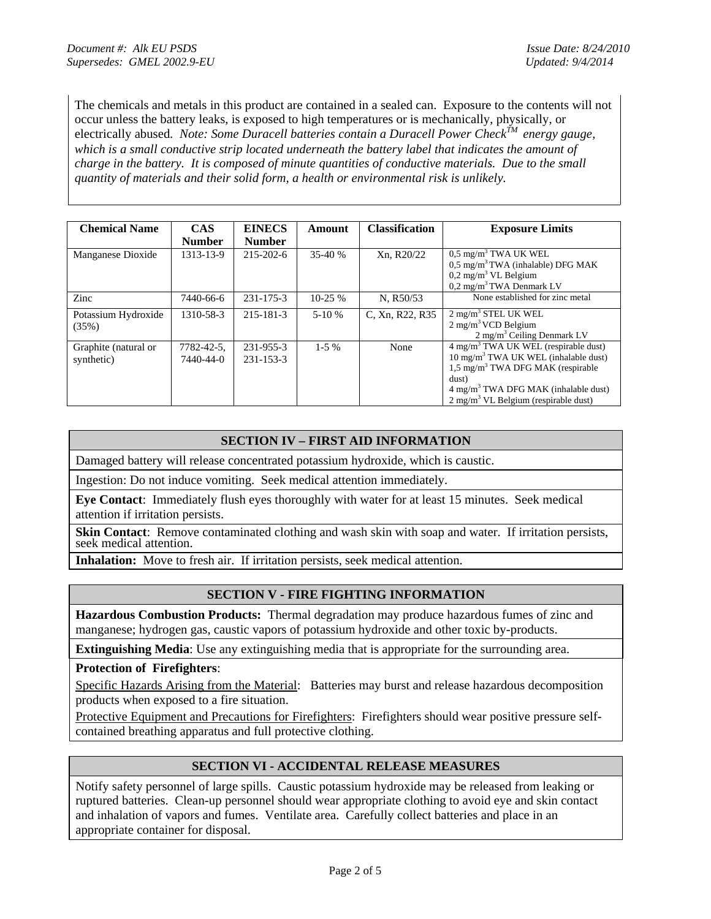The chemicals and metals in this product are contained in a sealed can. Exposure to the contents will not occur unless the battery leaks, is exposed to high temperatures or is mechanically, physically, or electrically abused. *Note: Some Duracell batteries contain a Duracell Power Check™ energy gauge, which is a small conductive strip located underneath the battery label that indicates the amount of charge in the battery. It is composed of minute quantities of conductive materials. Due to the small quantity of materials and their solid form, a health or environmental risk is unlikely.*

| Chemical Name | CAS Number | EINECS Number | Amount | Classification | Exposure Limits |
|---|---|---|---|---|---|
| Manganese Dioxide | 1313-13-9 | 215-202-6 | 35-40 % | Xn, R20/22 | 0,5 $mg/m^3$ TWA UK WEL<br>0,5 $mg/m^3$ TWA (inhalable) DFG MAK<br>0,2 $mg/m^3$ VL Belgium<br>0,2 $mg/m^3$ TWA Denmark LV |
| Zinc | 7440-66-6 | 231-175-3 | 10-25 % | N, R50/53 | None established for zinc metal |
| Potassium Hydroxide (35%) | 1310-58-3 | 215-181-3 | 5-10 % | C, Xn, R22, R35 | 2 $mg/m^3$ STEL UK WEL<br>2 $mg/m^3$ VCD Belgium<br>2 $mg/m^3$ Ceiling Denmark LV |
| Graphite (natural or synthetic) | 7782-42-5, 7440-44-0 | 231-955-3 231-153-3 | 1-5 % | None | 4 $mg/m^3$ TWA UK WEL (respirable dust)<br>10 $mg/m^3$ TWA UK WEL (inhalable dust)<br>1,5 $mg/m^3$ TWA DFG MAK (respirable dust)<br>4 $mg/m^3$ TWA DFG MAK (inhalable dust)<br>2 $mg/m^3$ VL Belgium (respirable dust) |

## SECTION IV – FIRST AID INFORMATION

Damaged battery will release concentrated potassium hydroxide, which is caustic.

Ingestion: Do not induce vomiting. Seek medical attention immediately.

**Eye Contact**: Immediately flush eyes thoroughly with water for at least 15 minutes. Seek medical attention if irritation persists.

**Skin Contact**: Remove contaminated clothing and wash skin with soap and water. If irritation persists, seek medical attention.

**Inhalation:** Move to fresh air. If irritation persists, seek medical attention.

## SECTION V - FIRE FIGHTING INFORMATION

**Hazardous Combustion Products:** Thermal degradation may produce hazardous fumes of zinc and manganese; hydrogen gas, caustic vapors of potassium hydroxide and other toxic by-products.

**Extinguishing Media**: Use any extinguishing media that is appropriate for the surrounding area.

**Protection of Firefighters**:

Specific Hazards Arising from the Material: Batteries may burst and release hazardous decomposition products when exposed to a fire situation.

Protective Equipment and Precautions for Firefighters: Firefighters should wear positive pressure self-contained breathing apparatus and full protective clothing.

## SECTION VI - ACCIDENTAL RELEASE MEASURES

Notify safety personnel of large spills. Caustic potassium hydroxide may be released from leaking or ruptured batteries. Clean-up personnel should wear appropriate clothing to avoid eye and skin contact and inhalation of vapors and fumes. Ventilate area. Carefully collect batteries and place in an appropriate container for disposal.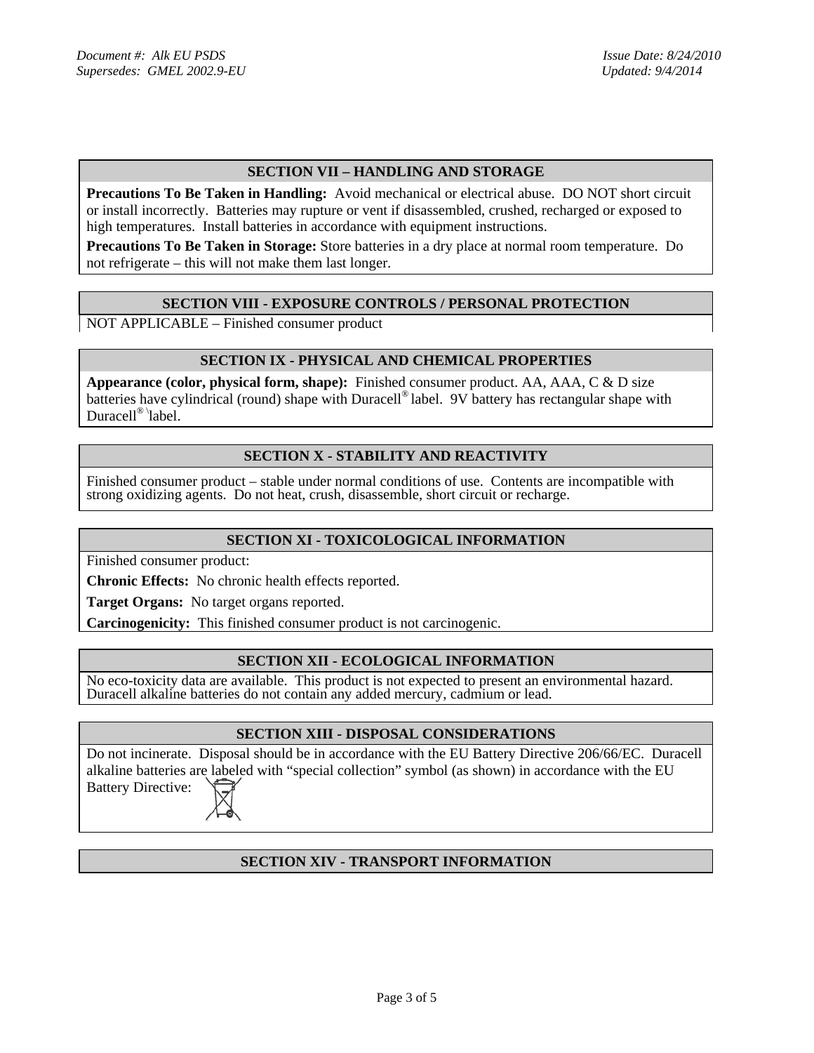## SECTION VII – HANDLING AND STORAGE

**Precautions To Be Taken in Handling:** Avoid mechanical or electrical abuse. DO NOT short circuit or install incorrectly. Batteries may rupture or vent if disassembled, crushed, recharged or exposed to high temperatures. Install batteries in accordance with equipment instructions.

**Precautions To Be Taken in Storage:** Store batteries in a dry place at normal room temperature. Do not refrigerate – this will not make them last longer.

## SECTION VIII - EXPOSURE CONTROLS / PERSONAL PROTECTION

NOT APPLICABLE – Finished consumer product

## SECTION IX - PHYSICAL AND CHEMICAL PROPERTIES

**Appearance (color, physical form, shape):** Finished consumer product. AA, AAA, C & D size batteries have cylindrical (round) shape with Duracell® label. 9V battery has rectangular shape with Duracell® label.

## SECTION X - STABILITY AND REACTIVITY

Finished consumer product – stable under normal conditions of use. Contents are incompatible with strong oxidizing agents. Do not heat, crush, disassemble, short circuit or recharge.

## SECTION XI - TOXICOLOGICAL INFORMATION

Finished consumer product:

**Chronic Effects:** No chronic health effects reported.

**Target Organs:** No target organs reported.

**Carcinogenicity:** This finished consumer product is not carcinogenic.

## SECTION XII - ECOLOGICAL INFORMATION

No eco-toxicity data are available. This product is not expected to present an environmental hazard. Duracell alkaline batteries do not contain any added mercury, cadmium or lead.

## SECTION XIII - DISPOSAL CONSIDERATIONS

Do not incinerate. Disposal should be in accordance with the EU Battery Directive 206/66/EC. Duracell alkaline batteries are labeled with "special collection" symbol (as shown) in accordance with the EU Battery Directive:

## SECTION XIV - TRANSPORT INFORMATION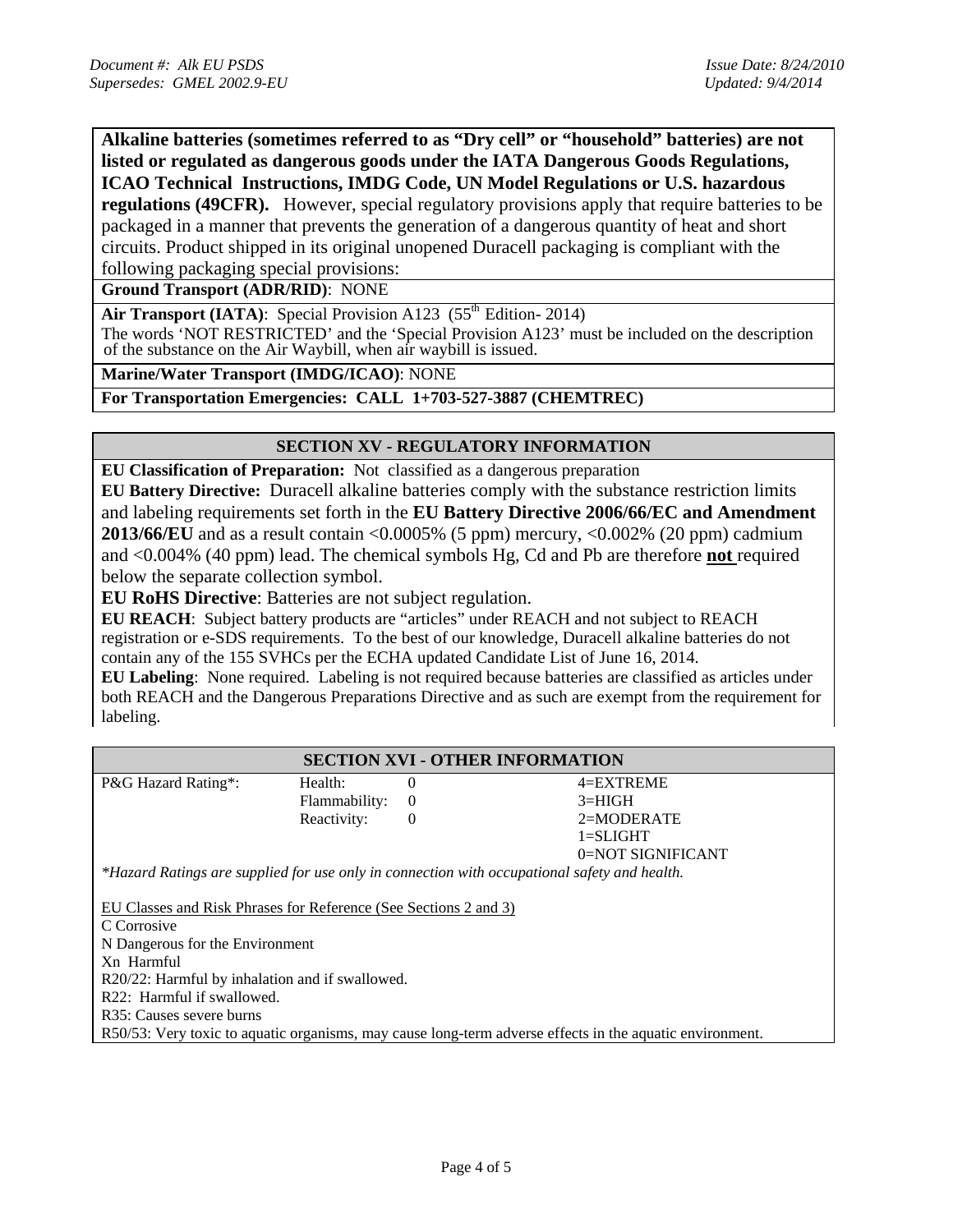*Document #: Alk EU PSDS* *Issue Date: 8/24/2010*
*Supersedes: GMEL 2002.9-EU* *Updated: 9/4/2014*

**Alkaline batteries (sometimes referred to as "Dry cell" or "household" batteries) are not listed or regulated as dangerous goods under the IATA Dangerous Goods Regulations, ICAO Technical Instructions, IMDG Code, UN Model Regulations or U.S. hazardous regulations (49CFR).** However, special regulatory provisions apply that require batteries to be packaged in a manner that prevents the generation of a dangerous quantity of heat and short circuits. Product shipped in its original unopened Duracell packaging is compliant with the following packaging special provisions:

**Ground Transport (ADR/RID)**: NONE

**Air Transport (IATA)**: Special Provision A123 (55th Edition- 2014)
The words 'NOT RESTRICTED' and the 'Special Provision A123' must be included on the description of the substance on the Air Waybill, when air waybill is issued.

**Marine/Water Transport (IMDG/ICAO)**: NONE

**For Transportation Emergencies: CALL 1+703-527-3887 (CHEMTREC)**

## SECTION XV - REGULATORY INFORMATION

**EU Classification of Preparation:** Not classified as a dangerous preparation

**EU Battery Directive:** Duracell alkaline batteries comply with the substance restriction limits and labeling requirements set forth in the **EU Battery Directive 2006/66/EC and Amendment 2013/66/EU** and as a result contain <0.0005% (5 ppm) mercury, <0.002% (20 ppm) cadmium and <0.004% (40 ppm) lead. The chemical symbols Hg, Cd and Pb are therefore **not** required below the separate collection symbol.

**EU RoHS Directive**: Batteries are not subject regulation.

**EU REACH**: Subject battery products are "articles" under REACH and not subject to REACH registration or e-SDS requirements. To the best of our knowledge, Duracell alkaline batteries do not contain any of the 155 SVHCs per the ECHA updated Candidate List of June 16, 2014.

**EU Labeling**: None required. Labeling is not required because batteries are classified as articles under both REACH and the Dangerous Preparations Directive and as such are exempt from the requirement for labeling.

## SECTION XVI - OTHER INFORMATION

| P&G Hazard Rating*: | Health: | 0 | 4=EXTREME |
|---|---|---|---|
| | Flammability: | 0 | 3=HIGH |
| | Reactivity: | 0 | 2=MODERATE |
| | | | 1=SLIGHT |
| | | | 0=NOT SIGNIFICANT |

*\*Hazard Ratings are supplied for use only in connection with occupational safety and health.*

EU Classes and Risk Phrases for Reference (See Sections 2 and 3)

C Corrosive
N Dangerous for the Environment
Xn Harmful
R20/22: Harmful by inhalation and if swallowed.
R22: Harmful if swallowed.
R35: Causes severe burns
R50/53: Very toxic to aquatic organisms, may cause long-term adverse effects in the aquatic environment.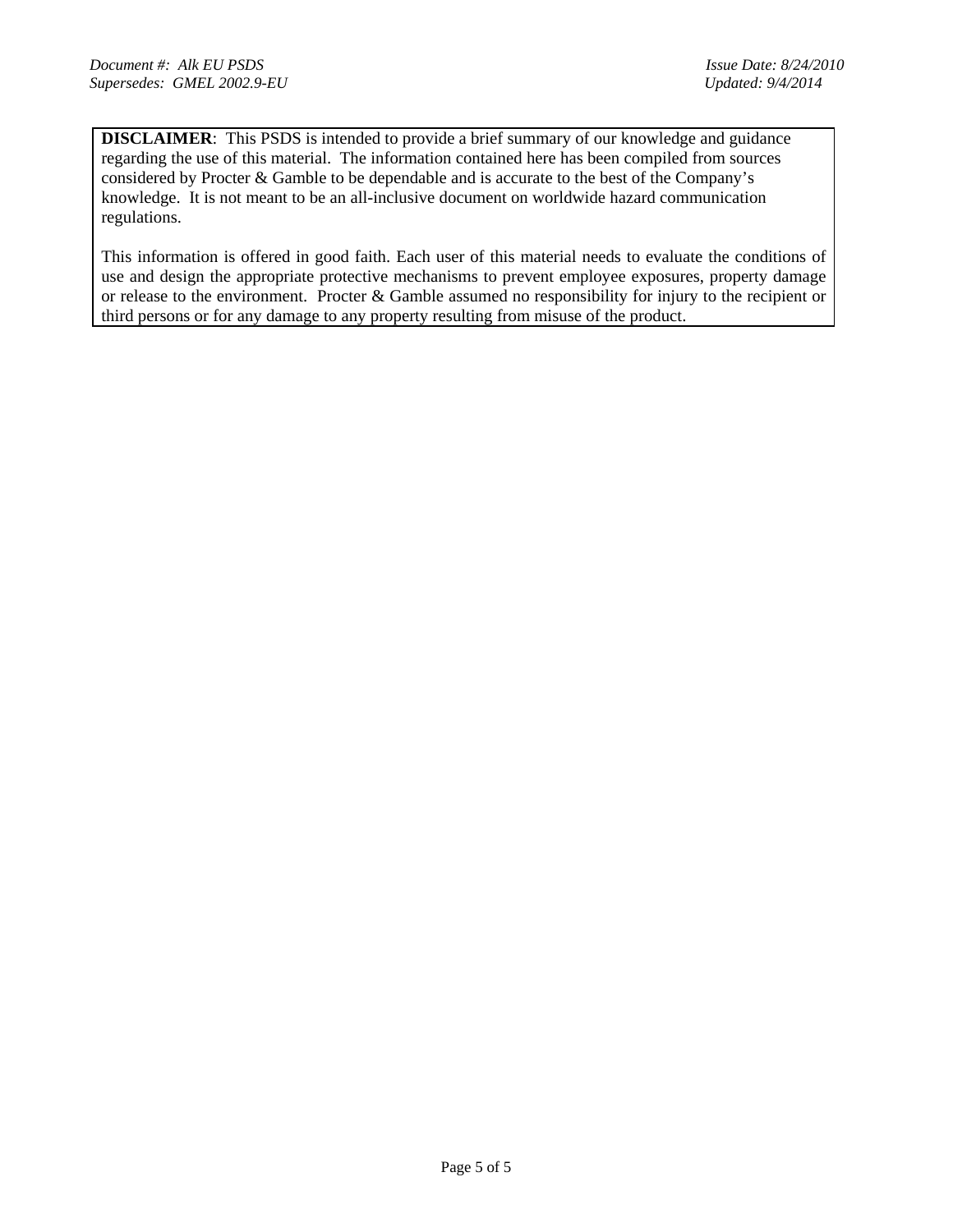**DISCLAIMER**: This PSDS is intended to provide a brief summary of our knowledge and guidance regarding the use of this material. The information contained here has been compiled from sources considered by Procter & Gamble to be dependable and is accurate to the best of the Company's knowledge. It is not meant to be an all-inclusive document on worldwide hazard communication regulations.

This information is offered in good faith. Each user of this material needs to evaluate the conditions of use and design the appropriate protective mechanisms to prevent employee exposures, property damage or release to the environment. Procter & Gamble assumed no responsibility for injury to the recipient or third persons or for any damage to any property resulting from misuse of the product.